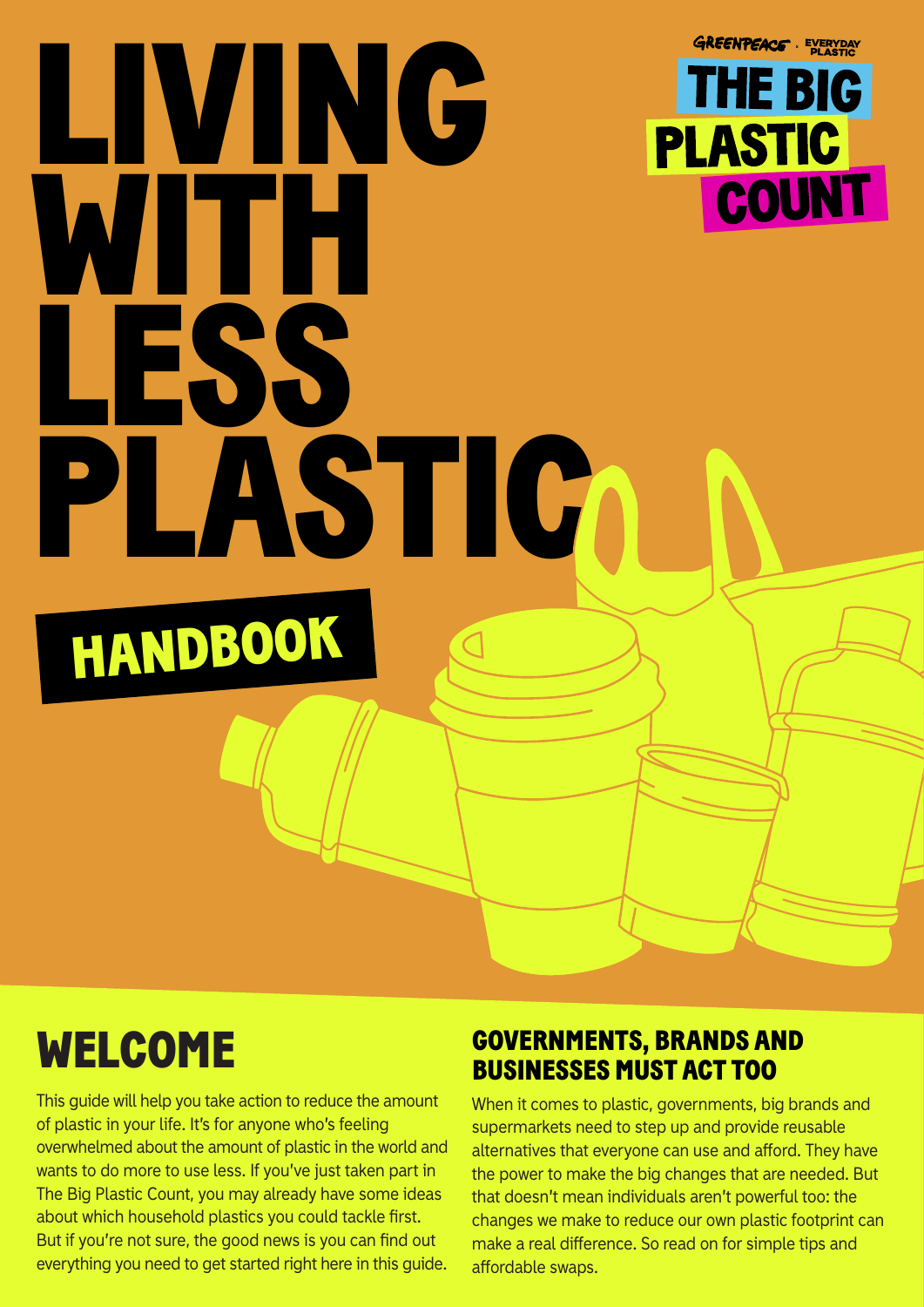GREENPEACE · EVERYDAY PLASTIC

THE BIG PLASTIC COUNT

# LIVING WITH LESS PLASTIC

## HANDBOOK

## WELCOME

This guide will help you take action to reduce the amount of plastic in your life. It's for anyone who's feeling overwhelmed about the amount of plastic in the world and wants to do more to use less. If you've just taken part in The Big Plastic Count, you may already have some ideas about which household plastics you could tackle first. But if you're not sure, the good news is you can find out everything you need to get started right here in this guide.

### GOVERNMENTS, BRANDS AND BUSINESSES MUST ACT TOO

When it comes to plastic, governments, big brands and supermarkets need to step up and provide reusable alternatives that everyone can use and afford. They have the power to make the big changes that are needed. But that doesn't mean individuals aren't powerful too: the changes we make to reduce our own plastic footprint can make a real difference. So read on for simple tips and affordable swaps.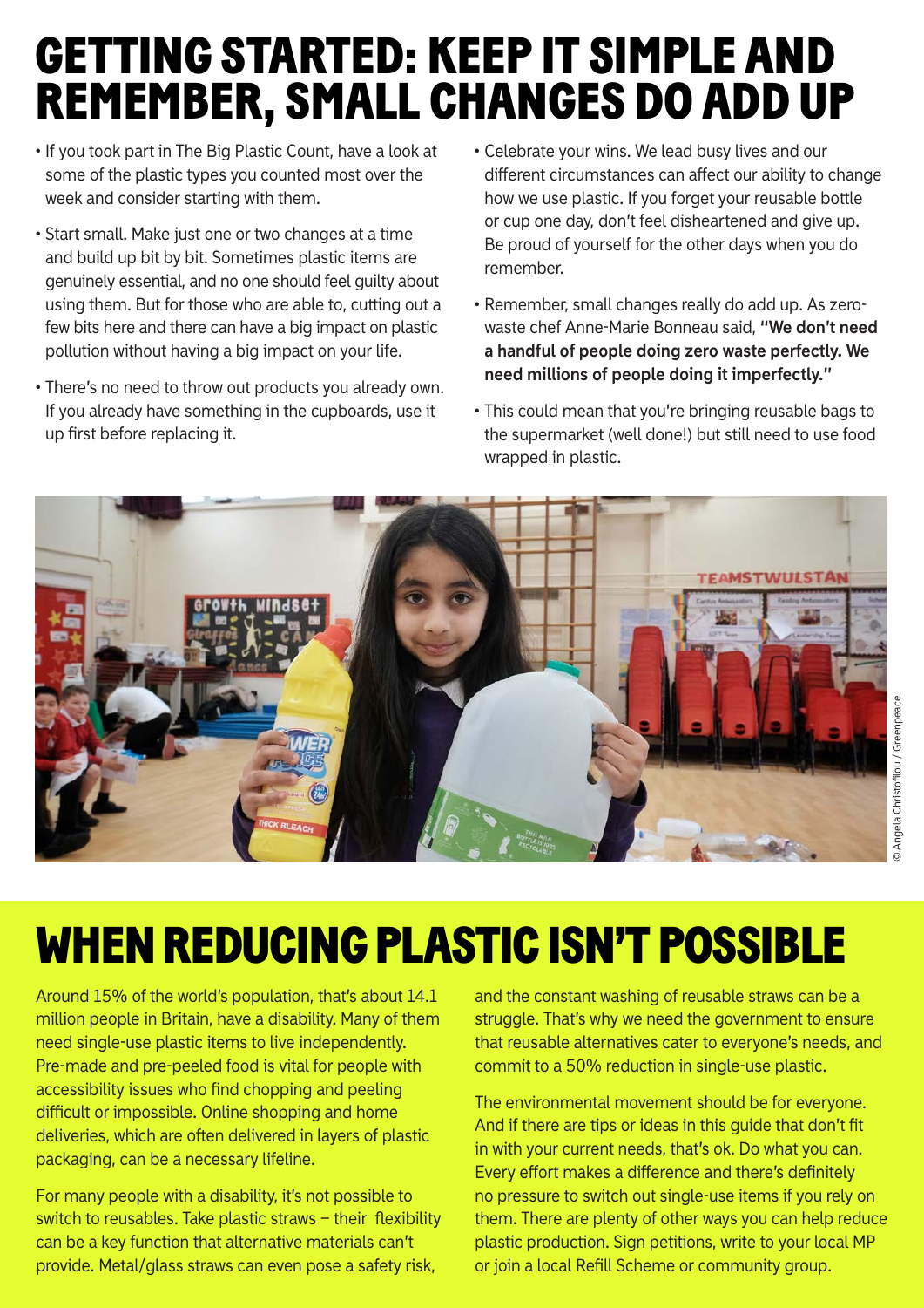# GETTING STARTED: KEEP IT SIMPLE AND REMEMBER, SMALL CHANGES DO ADD UP

- If you took part in The Big Plastic Count, have a look at some of the plastic types you counted most over the week and consider starting with them.
- Start small. Make just one or two changes at a time and build up bit by bit. Sometimes plastic items are genuinely essential, and no one should feel guilty about using them. But for those who are able to, cutting out a few bits here and there can have a big impact on plastic pollution without having a big impact on your life.
- There's no need to throw out products you already own. If you already have something in the cupboards, use it up first before replacing it.
- Celebrate your wins. We lead busy lives and our different circumstances can affect our ability to change how we use plastic. If you forget your reusable bottle or cup one day, don't feel disheartened and give up. Be proud of yourself for the other days when you do remember.
- Remember, small changes really do add up. As zero-waste chef Anne-Marie Bonneau said, **"We don't need a handful of people doing zero waste perfectly. We need millions of people doing it imperfectly."**
- This could mean that you're bringing reusable bags to the supermarket (well done!) but still need to use food wrapped in plastic.

© Angela Christofilou / Greenpeace

# WHEN REDUCING PLASTIC ISN'T POSSIBLE

Around 15% of the world's population, that's about 14.1 million people in Britain, have a disability. Many of them need single-use plastic items to live independently. Pre-made and pre-peeled food is vital for people with accessibility issues who find chopping and peeling difficult or impossible. Online shopping and home deliveries, which are often delivered in layers of plastic packaging, can be a necessary lifeline.

For many people with a disability, it's not possible to switch to reusables. Take plastic straws – their flexibility can be a key function that alternative materials can't provide. Metal/glass straws can even pose a safety risk, and the constant washing of reusable straws can be a struggle. That's why we need the government to ensure that reusable alternatives cater to everyone's needs, and commit to a 50% reduction in single-use plastic.

The environmental movement should be for everyone. And if there are tips or ideas in this guide that don't fit in with your current needs, that's ok. Do what you can. Every effort makes a difference and there's definitely no pressure to switch out single-use items if you rely on them. There are plenty of other ways you can help reduce plastic production. Sign petitions, write to your local MP or join a local Refill Scheme or community group.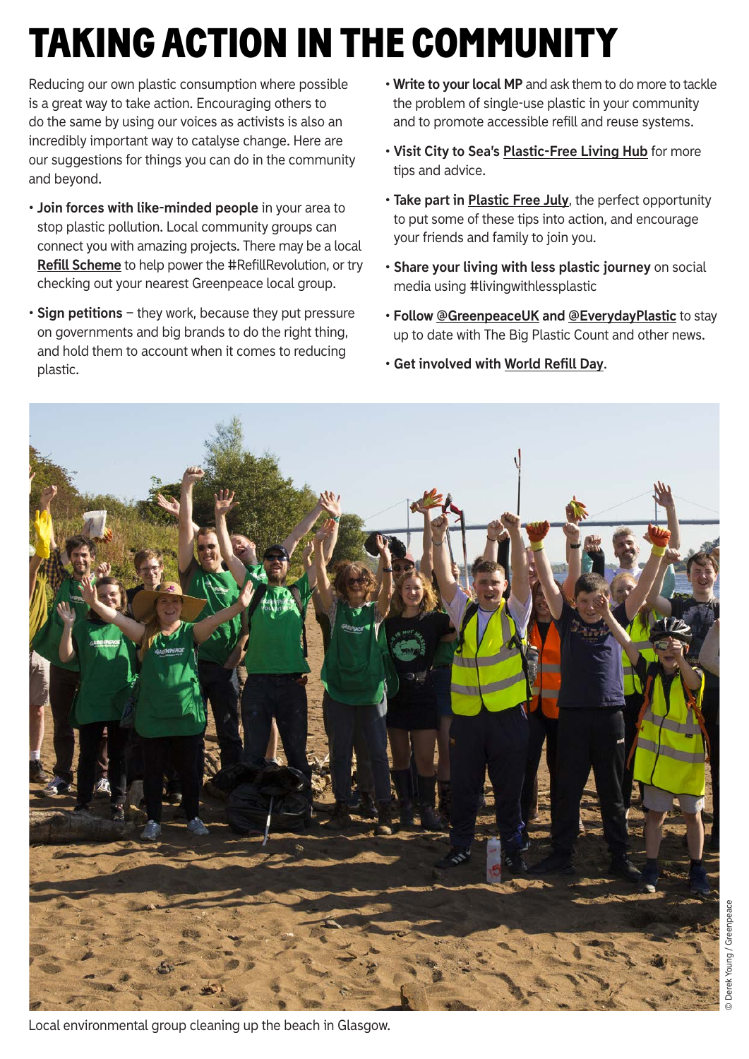# TAKING ACTION IN THE COMMUNITY

Reducing our own plastic consumption where possible is a great way to take action. Encouraging others to do the same by using our voices as activists is also an incredibly important way to catalyse change. Here are our suggestions for things you can do in the community and beyond.

- **Join forces with like-minded people** in your area to stop plastic pollution. Local community groups can connect you with amazing projects. There may be a local **Refill Scheme** to help power the #RefillRevolution, or try checking out your nearest Greenpeace local group.
- **Sign petitions** – they work, because they put pressure on governments and big brands to do the right thing, and hold them to account when it comes to reducing plastic.
- **Write to your local MP** and ask them to do more to tackle the problem of single-use plastic in your community and to promote accessible refill and reuse systems.
- **Visit City to Sea's Plastic-Free Living Hub** for more tips and advice.
- **Take part in Plastic Free July**, the perfect opportunity to put some of these tips into action, and encourage your friends and family to join you.
- **Share your living with less plastic journey** on social media using #livingwithlessplastic
- **Follow @GreenpeaceUK and @EverydayPlastic** to stay up to date with The Big Plastic Count and other news.
- **Get involved with World Refill Day**.

Local environmental group cleaning up the beach in Glasgow.

© Derek Young / Greenpeace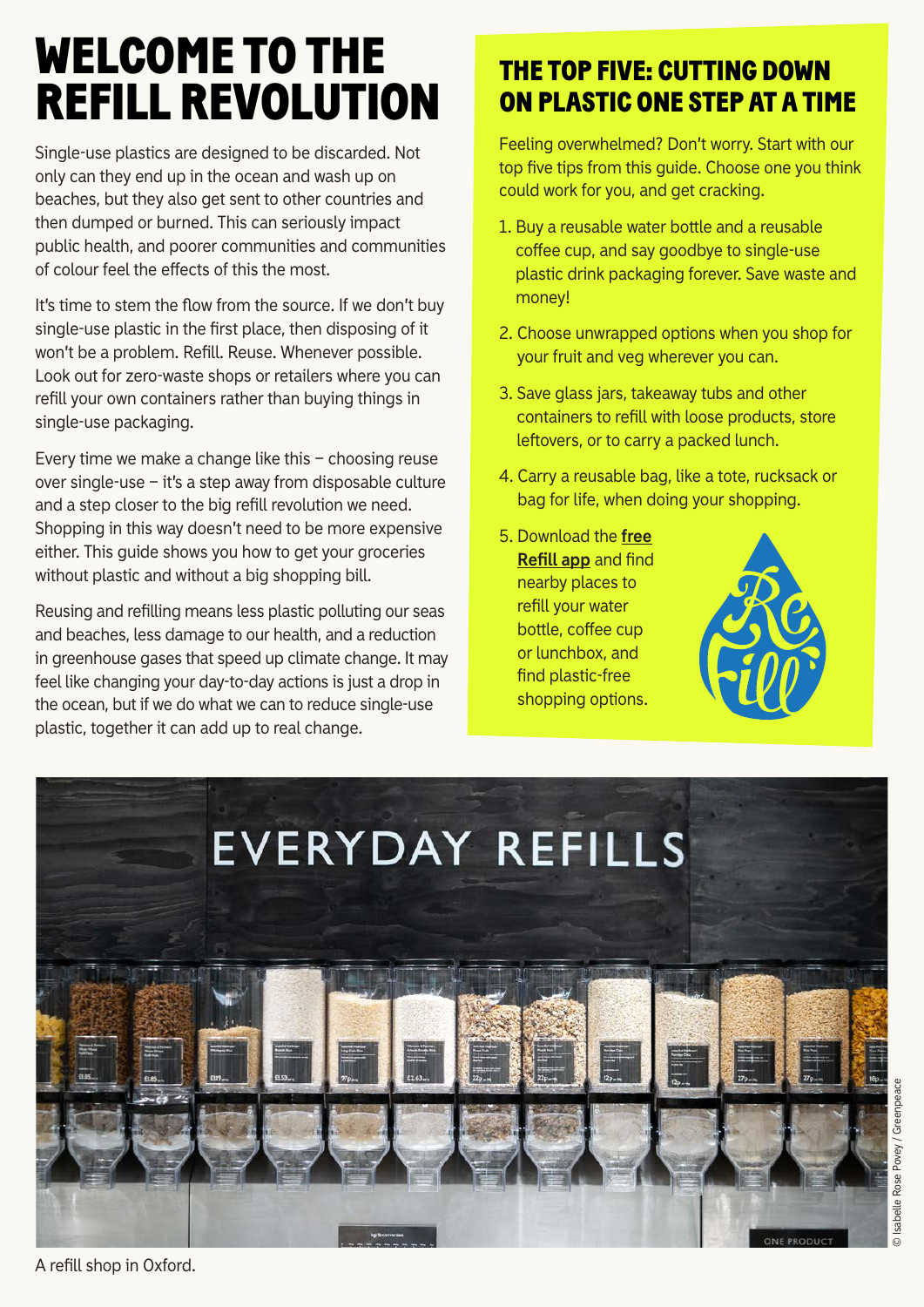# WELCOME TO THE REFILL REVOLUTION

Single-use plastics are designed to be discarded. Not only can they end up in the ocean and wash up on beaches, but they also get sent to other countries and then dumped or burned. This can seriously impact public health, and poorer communities and communities of colour feel the effects of this the most.

It's time to stem the flow from the source. If we don't buy single-use plastic in the first place, then disposing of it won't be a problem. Refill. Reuse. Whenever possible. Look out for zero-waste shops or retailers where you can refill your own containers rather than buying things in single-use packaging.

Every time we make a change like this – choosing reuse over single-use – it's a step away from disposable culture and a step closer to the big refill revolution we need. Shopping in this way doesn't need to be more expensive either. This guide shows you how to get your groceries without plastic and without a big shopping bill.

Reusing and refilling means less plastic polluting our seas and beaches, less damage to our health, and a reduction in greenhouse gases that speed up climate change. It may feel like changing your day-to-day actions is just a drop in the ocean, but if we do what we can to reduce single-use plastic, together it can add up to real change.

## THE TOP FIVE: CUTTING DOWN ON PLASTIC ONE STEP AT A TIME

Feeling overwhelmed? Don't worry. Start with our top five tips from this guide. Choose one you think could work for you, and get cracking.

1. Buy a reusable water bottle and a reusable coffee cup, and say goodbye to single-use plastic drink packaging forever. Save waste and money!
2. Choose unwrapped options when you shop for your fruit and veg wherever you can.
3. Save glass jars, takeaway tubs and other containers to refill with loose products, store leftovers, or to carry a packed lunch.
4. Carry a reusable bag, like a tote, rucksack or bag for life, when doing your shopping.
5. Download the **free Refill app** and find nearby places to refill your water bottle, coffee cup or lunchbox, and find plastic-free shopping options.

A refill shop in Oxford.

© Isabelle Rose Povey / Greenpeace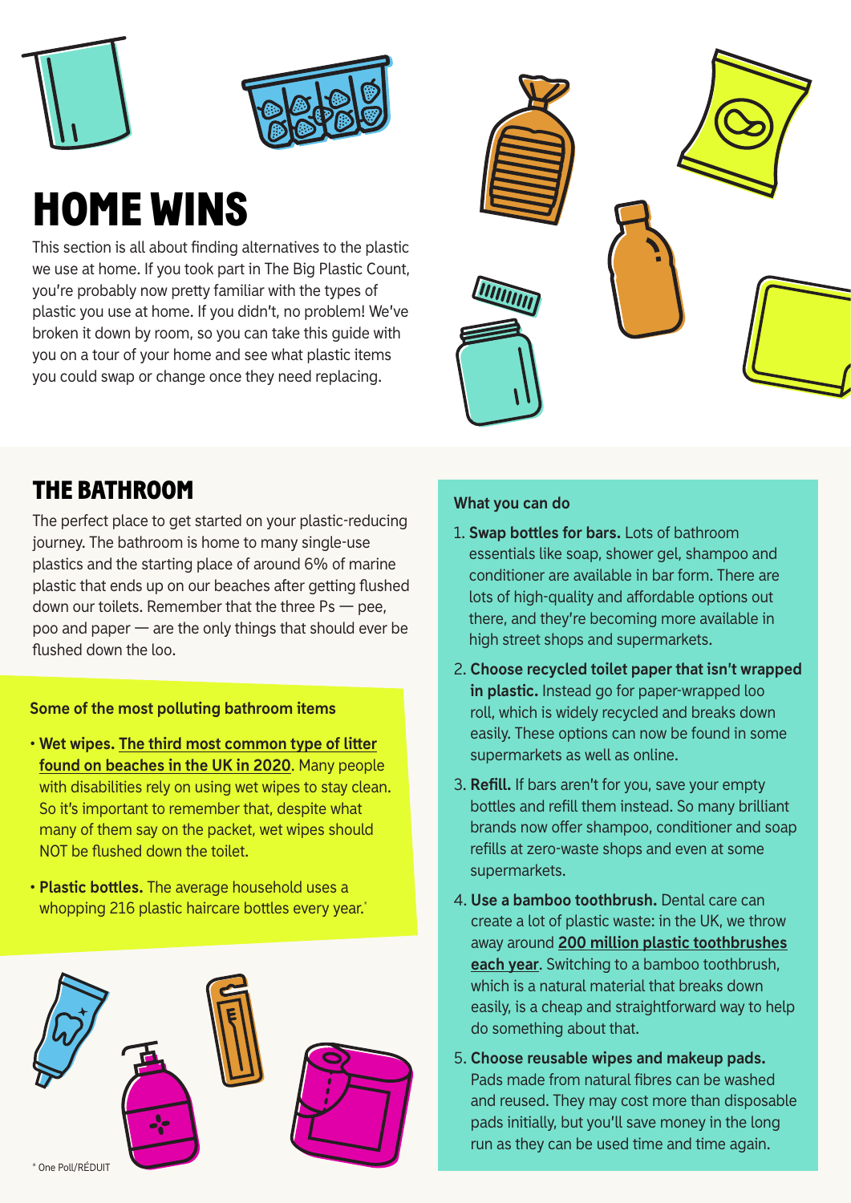# HOME WINS

This section is all about finding alternatives to the plastic we use at home. If you took part in The Big Plastic Count, you're probably now pretty familiar with the types of plastic you use at home. If you didn't, no problem! We've broken it down by room, so you can take this guide with you on a tour of your home and see what plastic items you could swap or change once they need replacing.

## THE BATHROOM

The perfect place to get started on your plastic-reducing journey. The bathroom is home to many single-use plastics and the starting place of around 6% of marine plastic that ends up on our beaches after getting flushed down our toilets. Remember that the three Ps — pee, poo and paper — are the only things that should ever be flushed down the loo.

### Some of the most polluting bathroom items

- **Wet wipes.** **The third most common type of litter found on beaches in the UK in 2020**. Many people with disabilities rely on using wet wipes to stay clean. So it's important to remember that, despite what many of them say on the packet, wet wipes should NOT be flushed down the toilet.
- **Plastic bottles.** The average household uses a whopping 216 plastic haircare bottles every year.*

### What you can do

1. **Swap bottles for bars.** Lots of bathroom essentials like soap, shower gel, shampoo and conditioner are available in bar form. There are lots of high-quality and affordable options out there, and they're becoming more available in high street shops and supermarkets.
2. **Choose recycled toilet paper that isn't wrapped in plastic.** Instead go for paper-wrapped loo roll, which is widely recycled and breaks down easily. These options can now be found in some supermarkets as well as online.
3. **Refill.** If bars aren't for you, save your empty bottles and refill them instead. So many brilliant brands now offer shampoo, conditioner and soap refills at zero-waste shops and even at some supermarkets.
4. **Use a bamboo toothbrush.** Dental care can create a lot of plastic waste: in the UK, we throw away around **200 million plastic toothbrushes each year**. Switching to a bamboo toothbrush, which is a natural material that breaks down easily, is a cheap and straightforward way to help do something about that.
5. **Choose reusable wipes and makeup pads.** Pads made from natural fibres can be washed and reused. They may cost more than disposable pads initially, but you'll save money in the long run as they can be used time and time again.

\* One Poll/RÉDUIT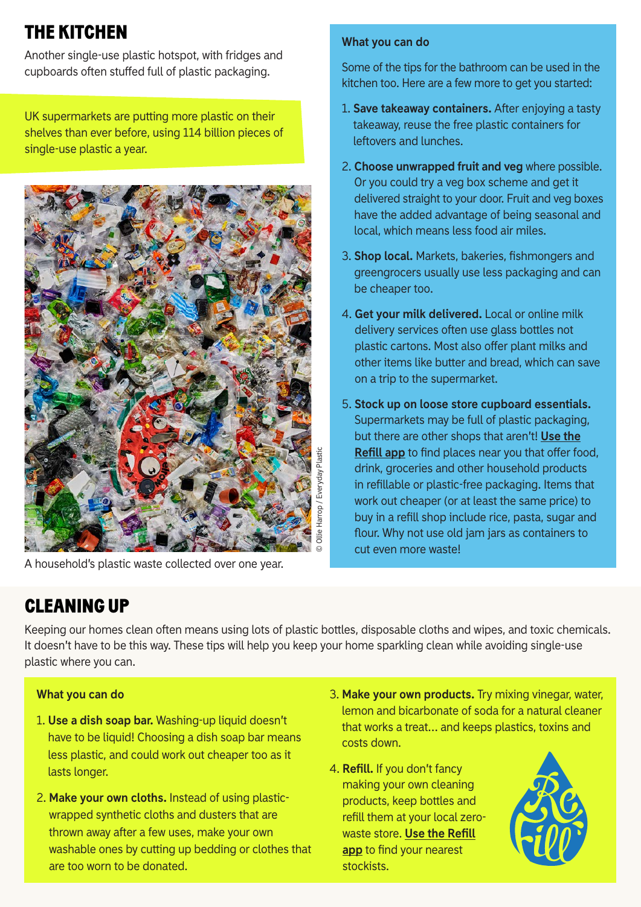# THE KITCHEN

Another single-use plastic hotspot, with fridges and cupboards often stuffed full of plastic packaging.

UK supermarkets are putting more plastic on their shelves than ever before, using 114 billion pieces of single-use plastic a year.

© Ollie Harrop / Everyday Plastic

A household's plastic waste collected over one year.

### What you can do

Some of the tips for the bathroom can be used in the kitchen too. Here are a few more to get you started:

1. **Save takeaway containers.** After enjoying a tasty takeaway, reuse the free plastic containers for leftovers and lunches.
2. **Choose unwrapped fruit and veg** where possible. Or you could try a veg box scheme and get it delivered straight to your door. Fruit and veg boxes have the added advantage of being seasonal and local, which means less food air miles.
3. **Shop local.** Markets, bakeries, fishmongers and greengrocers usually use less packaging and can be cheaper too.
4. **Get your milk delivered.** Local or online milk delivery services often use glass bottles not plastic cartons. Most also offer plant milks and other items like butter and bread, which can save on a trip to the supermarket.
5. **Stock up on loose store cupboard essentials.** Supermarkets may be full of plastic packaging, but there are other shops that aren't! **Use the Refill app** to find places near you that offer food, drink, groceries and other household products in refillable or plastic-free packaging. Items that work out cheaper (or at least the same price) to buy in a refill shop include rice, pasta, sugar and flour. Why not use old jam jars as containers to cut even more waste!

# CLEANING UP

Keeping our homes clean often means using lots of plastic bottles, disposable cloths and wipes, and toxic chemicals. It doesn't have to be this way. These tips will help you keep your home sparkling clean while avoiding single-use plastic where you can.

### What you can do

1. **Use a dish soap bar.** Washing-up liquid doesn't have to be liquid! Choosing a dish soap bar means less plastic, and could work out cheaper too as it lasts longer.
2. **Make your own cloths.** Instead of using plastic-wrapped synthetic cloths and dusters that are thrown away after a few uses, make your own washable ones by cutting up bedding or clothes that are too worn to be donated.
3. **Make your own products.** Try mixing vinegar, water, lemon and bicarbonate of soda for a natural cleaner that works a treat… and keeps plastics, toxins and costs down.
4. **Refill.** If you don't fancy making your own cleaning products, keep bottles and refill them at your local zero-waste store. **Use the Refill app** to find your nearest stockists.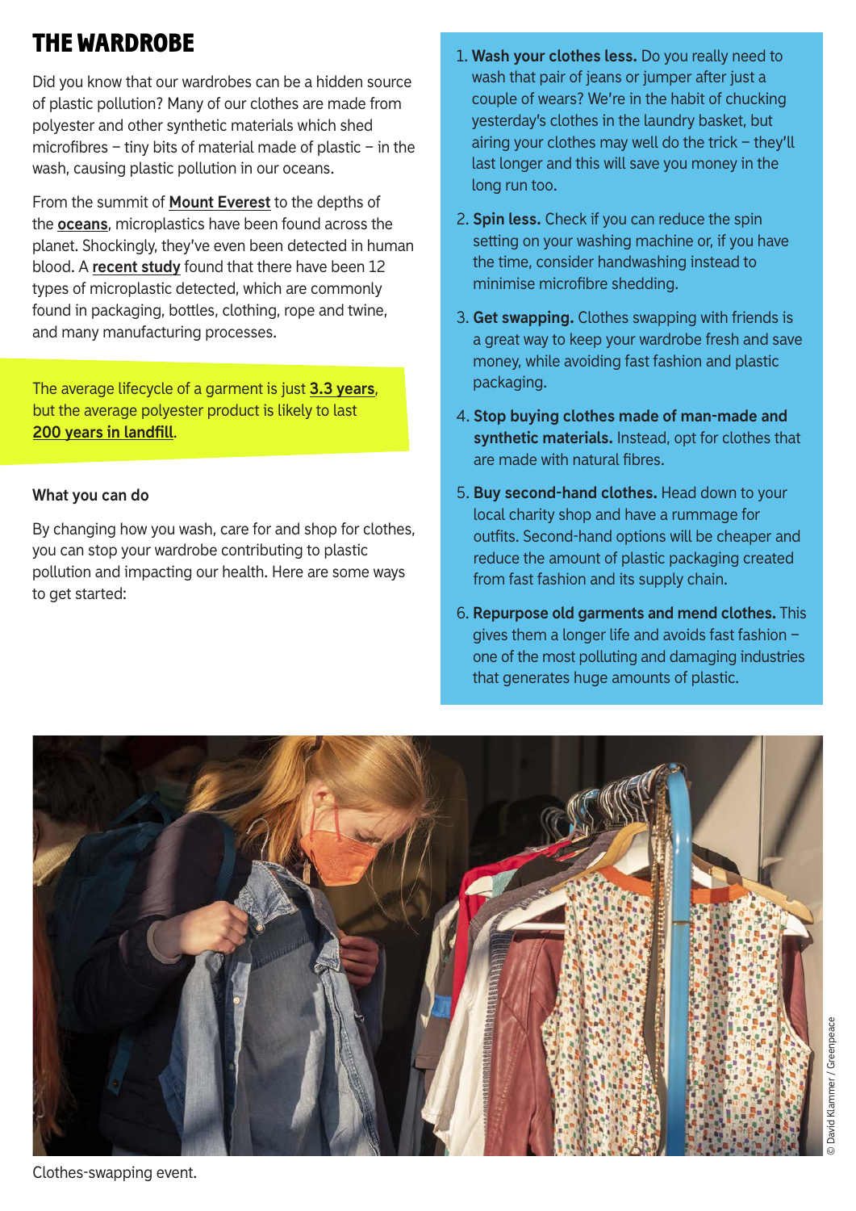# THE WARDROBE

Did you know that our wardrobes can be a hidden source of plastic pollution? Many of our clothes are made from polyester and other synthetic materials which shed microfibres – tiny bits of material made of plastic – in the wash, causing plastic pollution in our oceans.

From the summit of **Mount Everest** to the depths of the **oceans**, microplastics have been found across the planet. Shockingly, they've even been detected in human blood. A **recent study** found that there have been 12 types of microplastic detected, which are commonly found in packaging, bottles, clothing, rope and twine, and many manufacturing processes.

The average lifecycle of a garment is just **3.3 years**, but the average polyester product is likely to last **200 years in landfill**.

### What you can do

By changing how you wash, care for and shop for clothes, you can stop your wardrobe contributing to plastic pollution and impacting our health. Here are some ways to get started:

1. **Wash your clothes less.** Do you really need to wash that pair of jeans or jumper after just a couple of wears? We're in the habit of chucking yesterday's clothes in the laundry basket, but airing your clothes may well do the trick – they'll last longer and this will save you money in the long run too.
2. **Spin less.** Check if you can reduce the spin setting on your washing machine or, if you have the time, consider handwashing instead to minimise microfibre shedding.
3. **Get swapping.** Clothes swapping with friends is a great way to keep your wardrobe fresh and save money, while avoiding fast fashion and plastic packaging.
4. **Stop buying clothes made of man-made and synthetic materials.** Instead, opt for clothes that are made with natural fibres.
5. **Buy second-hand clothes.** Head down to your local charity shop and have a rummage for outfits. Second-hand options will be cheaper and reduce the amount of plastic packaging created from fast fashion and its supply chain.
6. **Repurpose old garments and mend clothes.** This gives them a longer life and avoids fast fashion – one of the most polluting and damaging industries that generates huge amounts of plastic.

© David Klammer / Greenpeace

Clothes-swapping event.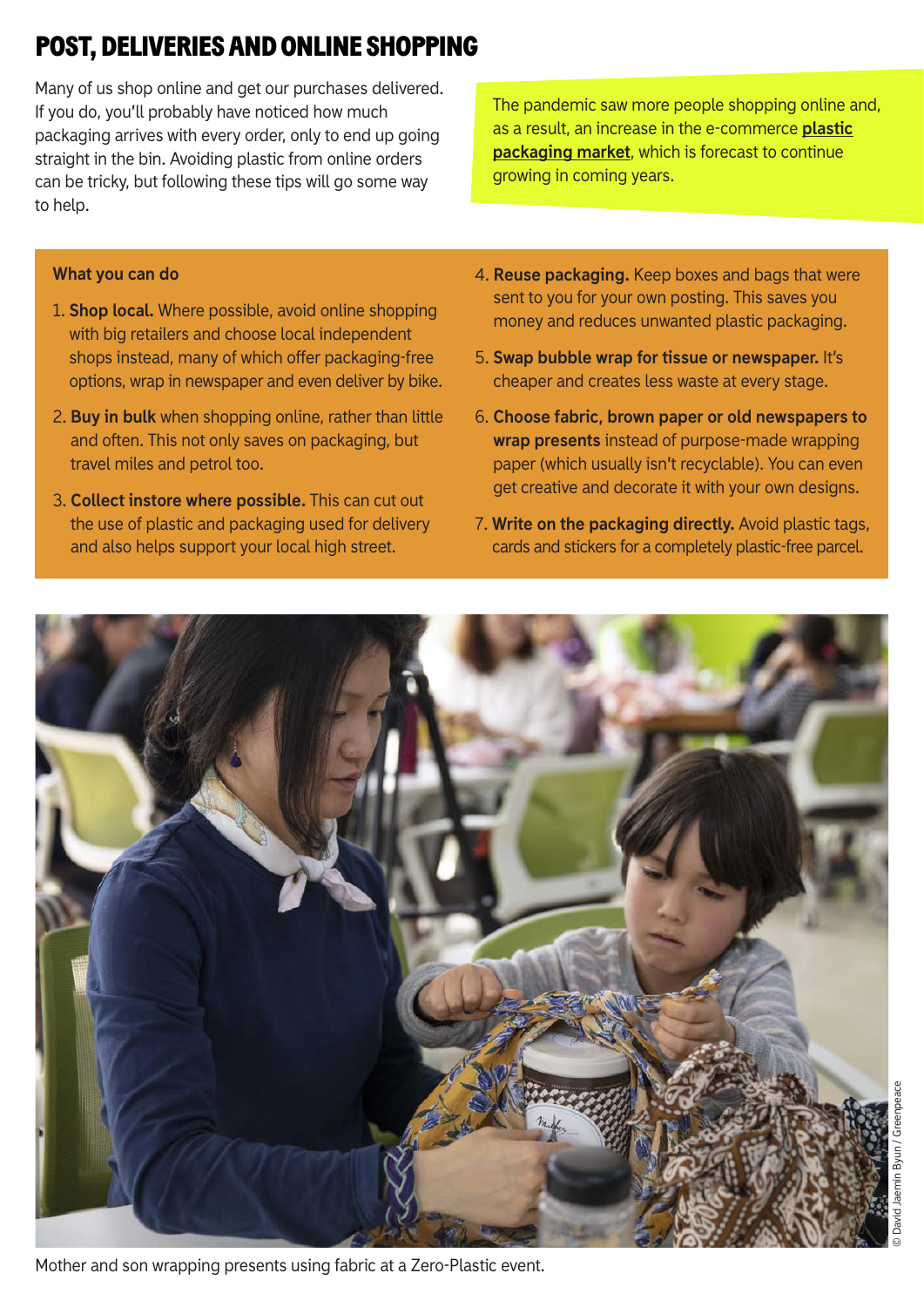# POST, DELIVERIES AND ONLINE SHOPPING

Many of us shop online and get our purchases delivered. If you do, you'll probably have noticed how much packaging arrives with every order, only to end up going straight in the bin. Avoiding plastic from online orders can be tricky, but following these tips will go some way to help.

The pandemic saw more people shopping online and, as a result, an increase in the e-commerce **plastic packaging market**, which is forecast to continue growing in coming years.

**What you can do**

1. **Shop local.** Where possible, avoid online shopping with big retailers and choose local independent shops instead, many of which offer packaging-free options, wrap in newspaper and even deliver by bike.
2. **Buy in bulk** when shopping online, rather than little and often. This not only saves on packaging, but travel miles and petrol too.
3. **Collect instore where possible.** This can cut out the use of plastic and packaging used for delivery and also helps support your local high street.
4. **Reuse packaging.** Keep boxes and bags that were sent to you for your own posting. This saves you money and reduces unwanted plastic packaging.
5. **Swap bubble wrap for tissue or newspaper.** It's cheaper and creates less waste at every stage.
6. **Choose fabric, brown paper or old newspapers to wrap presents** instead of purpose-made wrapping paper (which usually isn't recyclable). You can even get creative and decorate it with your own designs.
7. **Write on the packaging directly.** Avoid plastic tags, cards and stickers for a completely plastic-free parcel.

© David Jaemin Byun / Greenpeace

Mother and son wrapping presents using fabric at a Zero-Plastic event.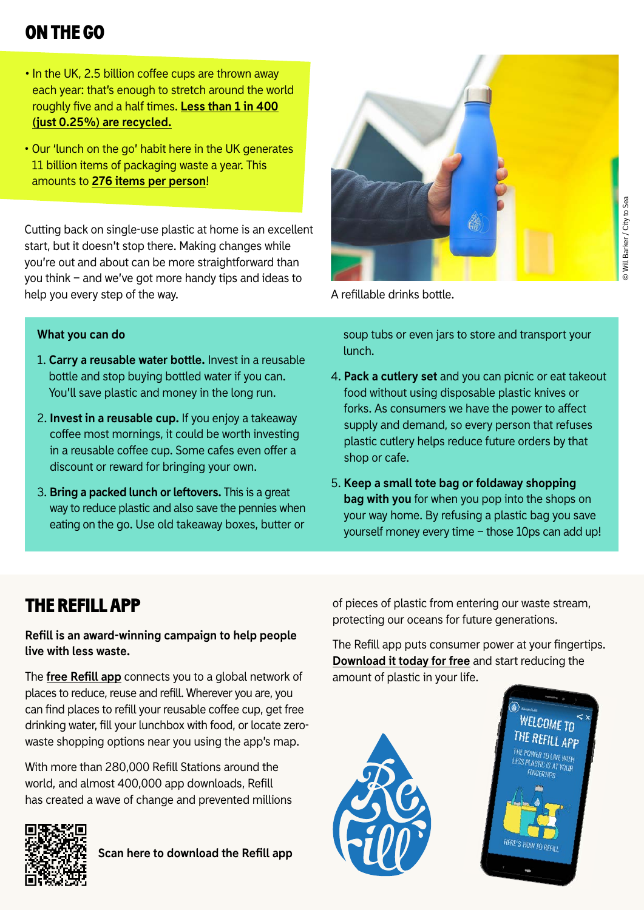## ON THE GO

- In the UK, 2.5 billion coffee cups are thrown away each year: that's enough to stretch around the world roughly five and a half times. **Less than 1 in 400 (just 0.25%) are recycled.**
- Our 'lunch on the go' habit here in the UK generates 11 billion items of packaging waste a year. This amounts to **276 items per person**!

Cutting back on single-use plastic at home is an excellent start, but it doesn't stop there. Making changes while you're out and about can be more straightforward than you think – and we've got more handy tips and ideas to help you every step of the way.

A refillable drinks bottle.

© Will Barker / City to Sea

**What you can do**

1. **Carry a reusable water bottle.** Invest in a reusable bottle and stop buying bottled water if you can. You'll save plastic and money in the long run.
2. **Invest in a reusable cup.** If you enjoy a takeaway coffee most mornings, it could be worth investing in a reusable coffee cup. Some cafes even offer a discount or reward for bringing your own.
3. **Bring a packed lunch or leftovers.** This is a great way to reduce plastic and also save the pennies when eating on the go. Use old takeaway boxes, butter or soup tubs or even jars to store and transport your lunch.
4. **Pack a cutlery set** and you can picnic or eat takeout food without using disposable plastic knives or forks. As consumers we have the power to affect supply and demand, so every person that refuses plastic cutlery helps reduce future orders by that shop or cafe.
5. **Keep a small tote bag or foldaway shopping bag with you** for when you pop into the shops on your way home. By refusing a plastic bag you save yourself money every time – those 10ps can add up!

## THE REFILL APP

**Refill is an award-winning campaign to help people live with less waste.**

The **free Refill app** connects you to a global network of places to reduce, reuse and refill. Wherever you are, you can find places to refill your reusable coffee cup, get free drinking water, fill your lunchbox with food, or locate zero-waste shopping options near you using the app's map.

With more than 280,000 Refill Stations around the world, and almost 400,000 app downloads, Refill has created a wave of change and prevented millions of pieces of plastic from entering our waste stream, protecting our oceans for future generations.

The Refill app puts consumer power at your fingertips. **Download it today for free** and start reducing the amount of plastic in your life.

Scan here to download the Refill app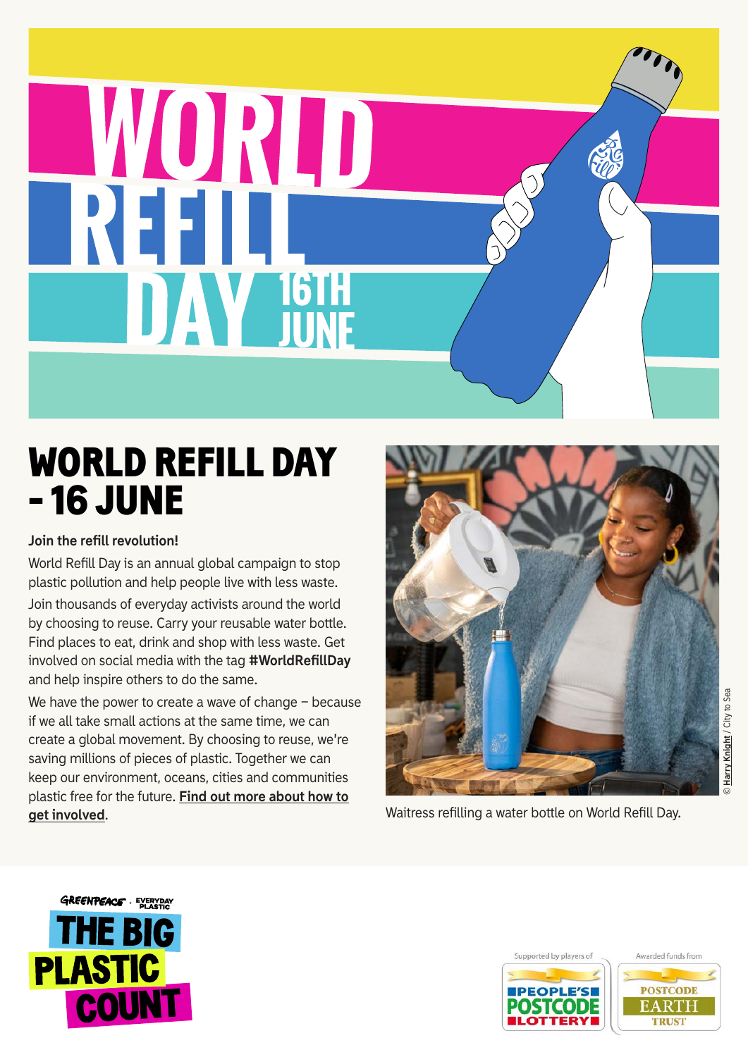# WORLD REFILL DAY 16TH JUNE

## WORLD REFILL DAY - 16 JUNE

**Join the refill revolution!**

World Refill Day is an annual global campaign to stop plastic pollution and help people live with less waste.

Join thousands of everyday activists around the world by choosing to reuse. Carry your reusable water bottle. Find places to eat, drink and shop with less waste. Get involved on social media with the tag **#WorldRefillDay** and help inspire others to do the same.

We have the power to create a wave of change – because if we all take small actions at the same time, we can create a global movement. By choosing to reuse, we're saving millions of pieces of plastic. Together we can keep our environment, oceans, cities and communities plastic free for the future. **Find out more about how to get involved**.

© Harry Knight / City to Sea

Waitress refilling a water bottle on World Refill Day.

GREENPEACE · EVERYDAY PLASTIC

THE BIG PLASTIC COUNT

Supported by players of PEOPLE'S POSTCODE LOTTERY

Awarded funds from POSTCODE EARTH TRUST